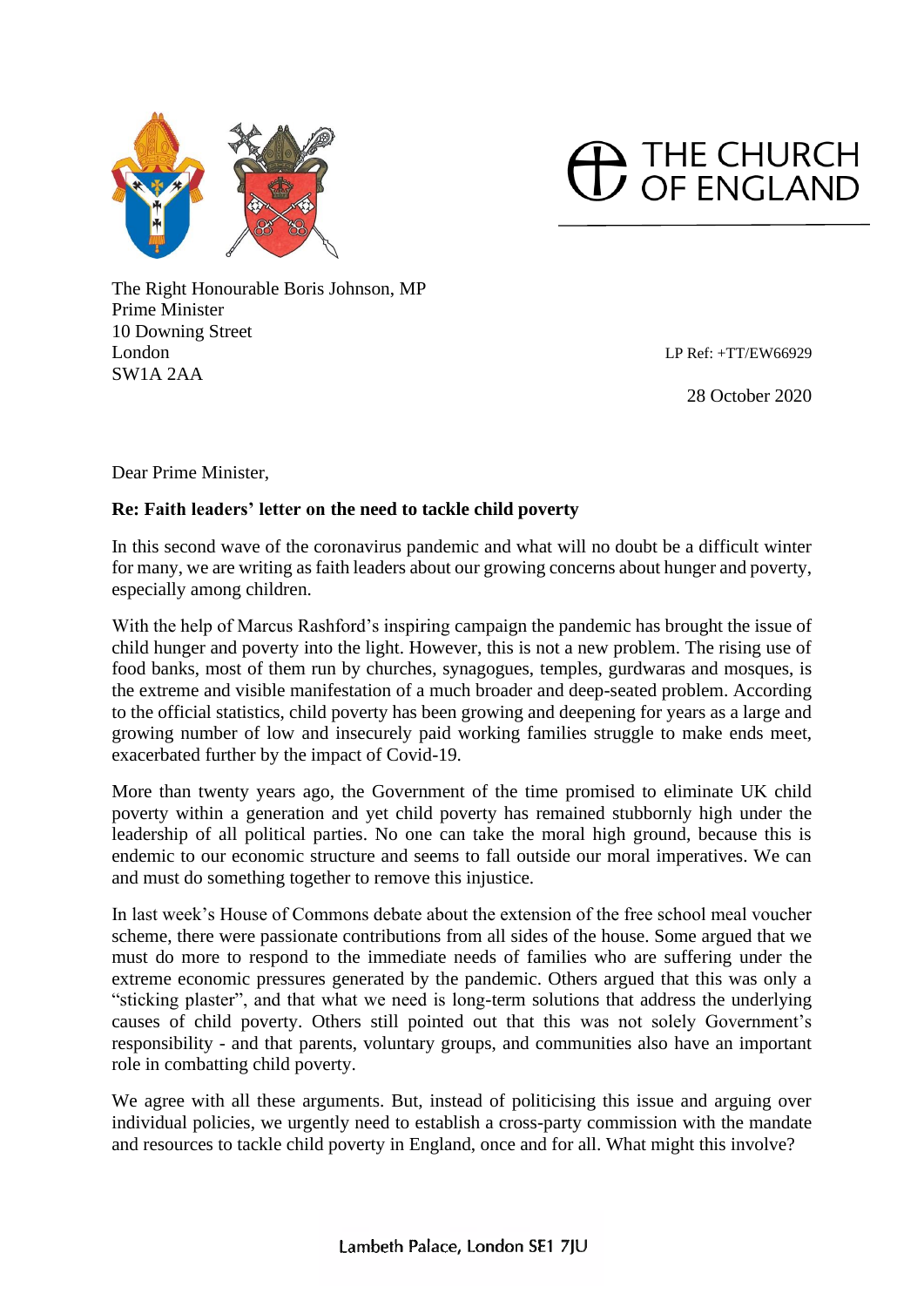THE CHURCH OF ENGLAND

The Right Honourable Boris Johnson, MP
Prime Minister
10 Downing Street
London
SW1A 2AA

LP Ref: +TT/EW66929

28 October 2020

Dear Prime Minister,

**Re: Faith leaders' letter on the need to tackle child poverty**

In this second wave of the coronavirus pandemic and what will no doubt be a difficult winter for many, we are writing as faith leaders about our growing concerns about hunger and poverty, especially among children.

With the help of Marcus Rashford's inspiring campaign the pandemic has brought the issue of child hunger and poverty into the light. However, this is not a new problem. The rising use of food banks, most of them run by churches, synagogues, temples, gurdwaras and mosques, is the extreme and visible manifestation of a much broader and deep-seated problem. According to the official statistics, child poverty has been growing and deepening for years as a large and growing number of low and insecurely paid working families struggle to make ends meet, exacerbated further by the impact of Covid-19.

More than twenty years ago, the Government of the time promised to eliminate UK child poverty within a generation and yet child poverty has remained stubbornly high under the leadership of all political parties. No one can take the moral high ground, because this is endemic to our economic structure and seems to fall outside our moral imperatives. We can and must do something together to remove this injustice.

In last week's House of Commons debate about the extension of the free school meal voucher scheme, there were passionate contributions from all sides of the house. Some argued that we must do more to respond to the immediate needs of families who are suffering under the extreme economic pressures generated by the pandemic. Others argued that this was only a "sticking plaster", and that what we need is long-term solutions that address the underlying causes of child poverty. Others still pointed out that this was not solely Government's responsibility - and that parents, voluntary groups, and communities also have an important role in combatting child poverty.

We agree with all these arguments. But, instead of politicising this issue and arguing over individual policies, we urgently need to establish a cross-party commission with the mandate and resources to tackle child poverty in England, once and for all. What might this involve?

Lambeth Palace, London SE1 7JU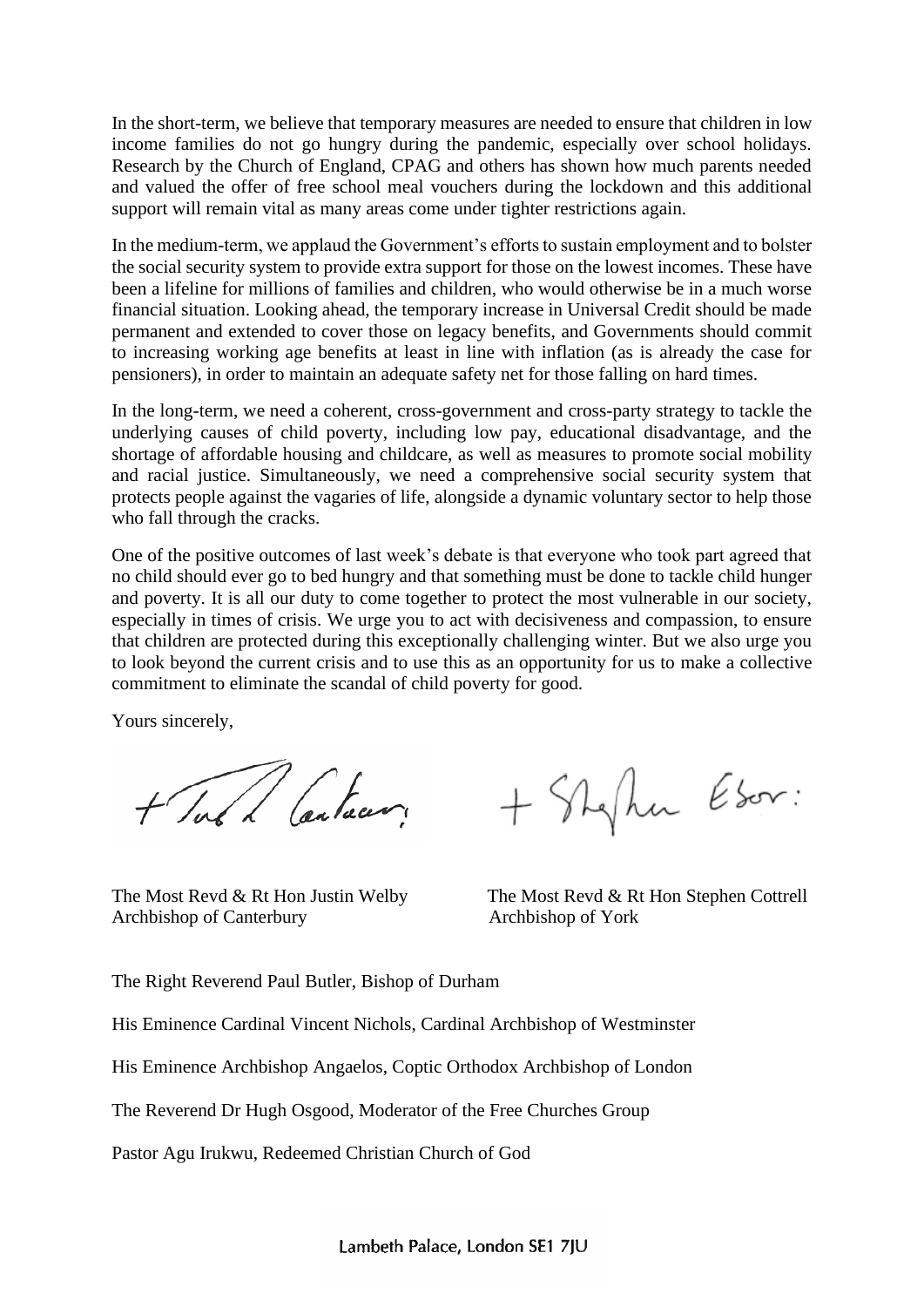In the short-term, we believe that temporary measures are needed to ensure that children in low income families do not go hungry during the pandemic, especially over school holidays. Research by the Church of England, CPAG and others has shown how much parents needed and valued the offer of free school meal vouchers during the lockdown and this additional support will remain vital as many areas come under tighter restrictions again.

In the medium-term, we applaud the Government's efforts to sustain employment and to bolster the social security system to provide extra support for those on the lowest incomes. These have been a lifeline for millions of families and children, who would otherwise be in a much worse financial situation. Looking ahead, the temporary increase in Universal Credit should be made permanent and extended to cover those on legacy benefits, and Governments should commit to increasing working age benefits at least in line with inflation (as is already the case for pensioners), in order to maintain an adequate safety net for those falling on hard times.

In the long-term, we need a coherent, cross-government and cross-party strategy to tackle the underlying causes of child poverty, including low pay, educational disadvantage, and the shortage of affordable housing and childcare, as well as measures to promote social mobility and racial justice. Simultaneously, we need a comprehensive social security system that protects people against the vagaries of life, alongside a dynamic voluntary sector to help those who fall through the cracks.

One of the positive outcomes of last week's debate is that everyone who took part agreed that no child should ever go to bed hungry and that something must be done to tackle child hunger and poverty. It is all our duty to come together to protect the most vulnerable in our society, especially in times of crisis. We urge you to act with decisiveness and compassion, to ensure that children are protected during this exceptionally challenging winter. But we also urge you to look beyond the current crisis and to use this as an opportunity for us to make a collective commitment to eliminate the scandal of child poverty for good.

Yours sincerely,

The Most Revd & Rt Hon Justin Welby
Archbishop of Canterbury

The Most Revd & Rt Hon Stephen Cottrell
Archbishop of York

The Right Reverend Paul Butler, Bishop of Durham

His Eminence Cardinal Vincent Nichols, Cardinal Archbishop of Westminster

His Eminence Archbishop Angaelos, Coptic Orthodox Archbishop of London

The Reverend Dr Hugh Osgood, Moderator of the Free Churches Group

Pastor Agu Irukwu, Redeemed Christian Church of God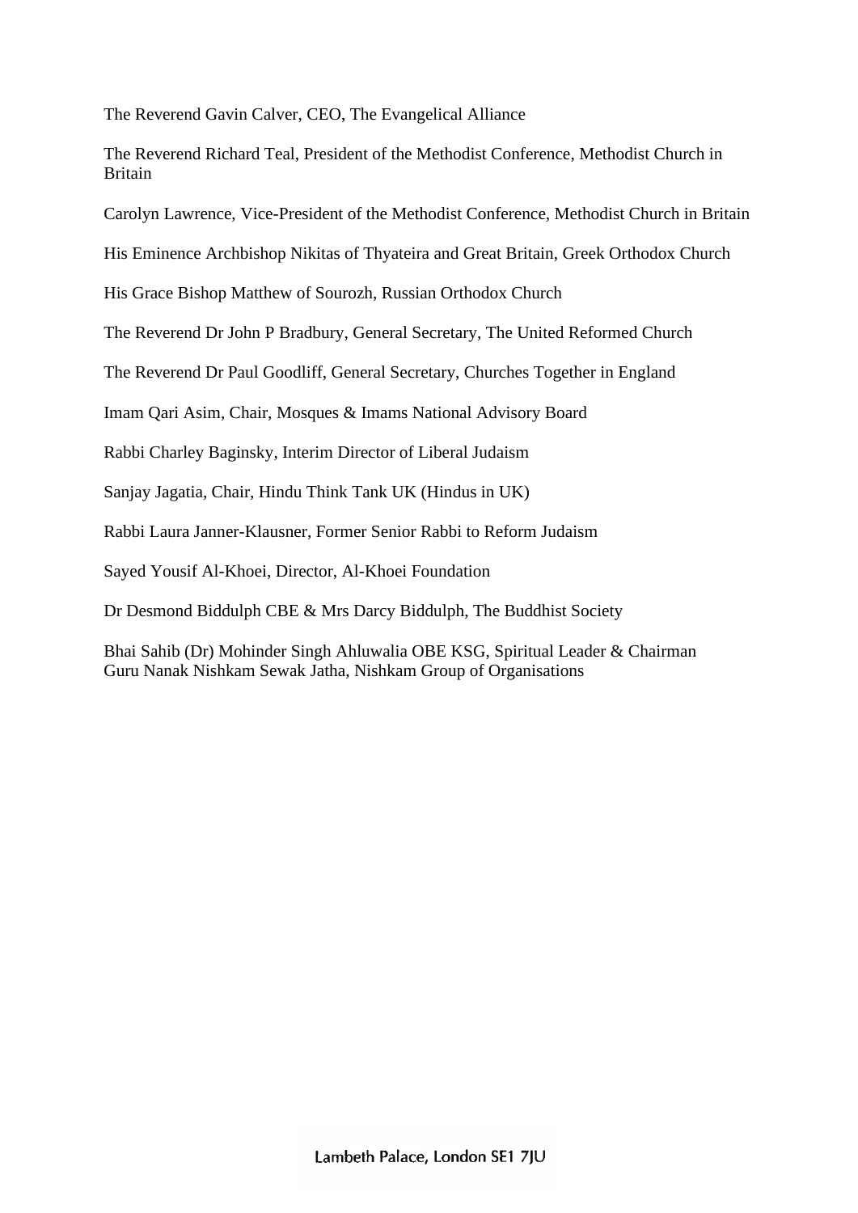The Reverend Gavin Calver, CEO, The Evangelical Alliance

The Reverend Richard Teal, President of the Methodist Conference, Methodist Church in Britain

Carolyn Lawrence, Vice-President of the Methodist Conference, Methodist Church in Britain

His Eminence Archbishop Nikitas of Thyateira and Great Britain, Greek Orthodox Church

His Grace Bishop Matthew of Sourozh, Russian Orthodox Church

The Reverend Dr John P Bradbury, General Secretary, The United Reformed Church

The Reverend Dr Paul Goodliff, General Secretary, Churches Together in England

Imam Qari Asim, Chair, Mosques & Imams National Advisory Board

Rabbi Charley Baginsky, Interim Director of Liberal Judaism

Sanjay Jagatia, Chair, Hindu Think Tank UK (Hindus in UK)

Rabbi Laura Janner-Klausner, Former Senior Rabbi to Reform Judaism

Sayed Yousif Al-Khoei, Director, Al-Khoei Foundation

Dr Desmond Biddulph CBE & Mrs Darcy Biddulph, The Buddhist Society

Bhai Sahib (Dr) Mohinder Singh Ahluwalia OBE KSG, Spiritual Leader & Chairman
Guru Nanak Nishkam Sewak Jatha, Nishkam Group of Organisations